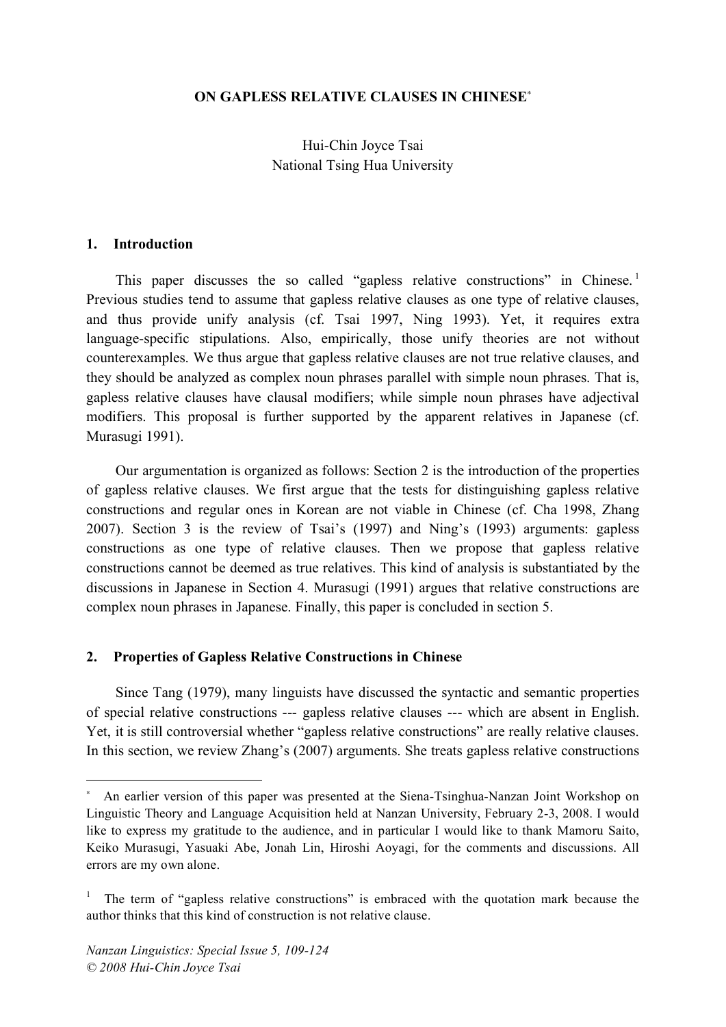# ON GAPLESS RELATIVE CLAUSES IN CHINESE[*]

Hui-Chin Joyce Tsai
National Tsing Hua University

## 1. Introduction

This paper discusses the so called "gapless relative constructions" in Chinese.[1] Previous studies tend to assume that gapless relative clauses as one type of relative clauses, and thus provide unify analysis (cf. Tsai 1997, Ning 1993). Yet, it requires extra language-specific stipulations. Also, empirically, those unify theories are not without counterexamples. We thus argue that gapless relative clauses are not true relative clauses, and they should be analyzed as complex noun phrases parallel with simple noun phrases. That is, gapless relative clauses have clausal modifiers; while simple noun phrases have adjectival modifiers. This proposal is further supported by the apparent relatives in Japanese (cf. Murasugi 1991).

Our argumentation is organized as follows: Section 2 is the introduction of the properties of gapless relative clauses. We first argue that the tests for distinguishing gapless relative constructions and regular ones in Korean are not viable in Chinese (cf. Cha 1998, Zhang 2007). Section 3 is the review of Tsai's (1997) and Ning's (1993) arguments: gapless constructions as one type of relative clauses. Then we propose that gapless relative constructions cannot be deemed as true relatives. This kind of analysis is substantiated by the discussions in Japanese in Section 4. Murasugi (1991) argues that relative constructions are complex noun phrases in Japanese. Finally, this paper is concluded in section 5.

## 2. Properties of Gapless Relative Constructions in Chinese

Since Tang (1979), many linguists have discussed the syntactic and semantic properties of special relative constructions --- gapless relative clauses --- which are absent in English. Yet, it is still controversial whether "gapless relative constructions" are really relative clauses. In this section, we review Zhang's (2007) arguments. She treats gapless relative constructions

---

[*] An earlier version of this paper was presented at the Siena-Tsinghua-Nanzan Joint Workshop on Linguistic Theory and Language Acquisition held at Nanzan University, February 2-3, 2008. I would like to express my gratitude to the audience, and in particular I would like to thank Mamoru Saito, Keiko Murasugi, Yasuaki Abe, Jonah Lin, Hiroshi Aoyagi, for the comments and discussions. All errors are my own alone.

[1] The term of "gapless relative constructions" is embraced with the quotation mark because the author thinks that this kind of construction is not relative clause.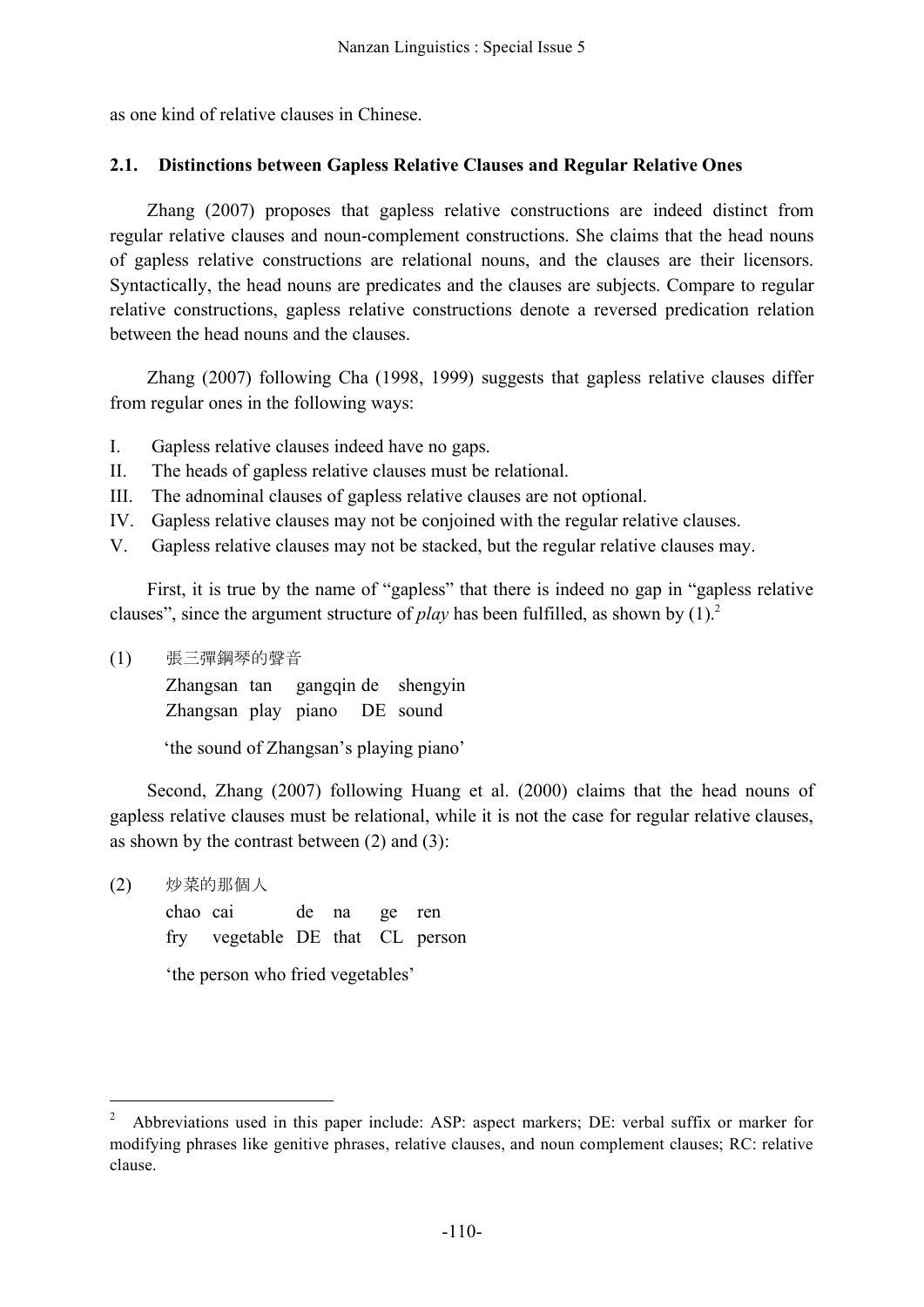as one kind of relative clauses in Chinese.

### 2.1. Distinctions between Gapless Relative Clauses and Regular Relative Ones

Zhang (2007) proposes that gapless relative constructions are indeed distinct from regular relative clauses and noun-complement constructions. She claims that the head nouns of gapless relative constructions are relational nouns, and the clauses are their licensors. Syntactically, the head nouns are predicates and the clauses are subjects. Compare to regular relative constructions, gapless relative constructions denote a reversed predication relation between the head nouns and the clauses.

Zhang (2007) following Cha (1998, 1999) suggests that gapless relative clauses differ from regular ones in the following ways:

I. Gapless relative clauses indeed have no gaps.
II. The heads of gapless relative clauses must be relational.
III. The adnominal clauses of gapless relative clauses are not optional.
IV. Gapless relative clauses may not be conjoined with the regular relative clauses.
V. Gapless relative clauses may not be stacked, but the regular relative clauses may.

First, it is true by the name of "gapless" that there is indeed no gap in "gapless relative clauses", since the argument structure of *play* has been fulfilled, as shown by (1).[2]

(1) 張三彈鋼琴的聲音
Zhangsan tan gangqin de shengyin
Zhangsan play piano DE sound
'the sound of Zhangsan's playing piano'

Second, Zhang (2007) following Huang et al. (2000) claims that the head nouns of gapless relative clauses must be relational, while it is not the case for regular relative clauses, as shown by the contrast between (2) and (3):

(2) 炒菜的那個人
chao cai de na ge ren
fry vegetable DE that CL person
'the person who fried vegetables'

[2] Abbreviations used in this paper include: ASP: aspect markers; DE: verbal suffix or marker for modifying phrases like genitive phrases, relative clauses, and noun complement clauses; RC: relative clause.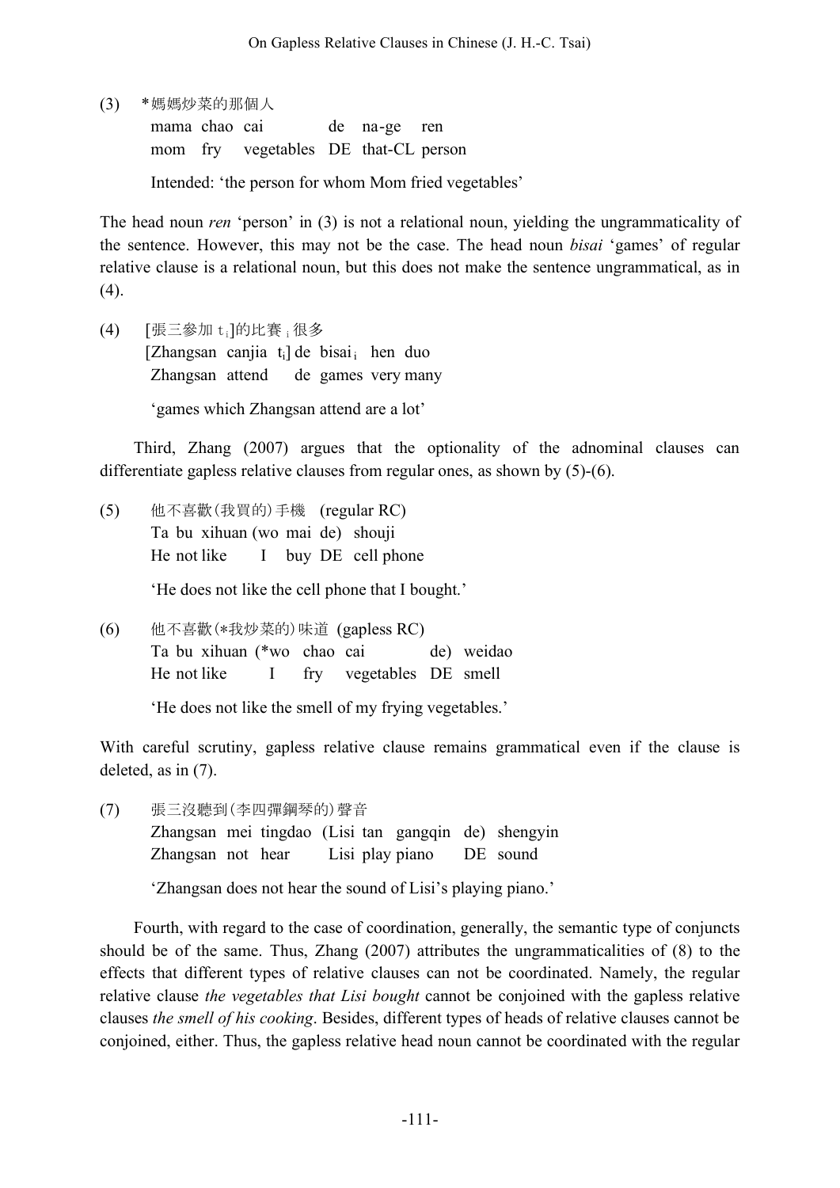(3) *媽媽炒菜的那個人

mama chao cai de na-ge ren
mom fry vegetables DE that-CL person

Intended: 'the person for whom Mom fried vegetables'

The head noun *ren* 'person' in (3) is not a relational noun, yielding the ungrammaticality of the sentence. However, this may not be the case. The head noun *bisai* 'games' of regular relative clause is a relational noun, but this does not make the sentence ungrammatical, as in (4).

(4) [張三參加 $t_i$]的比賽$_i$ 很多

[Zhangsan canjia $t_i$] de bisai$_i$ hen duo
Zhangsan attend de games very many

'games which Zhangsan attend are a lot'

Third, Zhang (2007) argues that the optionality of the adnominal clauses can differentiate gapless relative clauses from regular ones, as shown by (5)-(6).

(5) 他不喜歡(我買的)手機 (regular RC)

Ta bu xihuan (wo mai de) shouji
He not like I buy DE cell phone

'He does not like the cell phone that I bought.'

(6) 他不喜歡(*我炒菜的)味道 (gapless RC)

Ta bu xihuan (*wo chao cai de) weidao
He not like I fry vegetables DE smell

'He does not like the smell of my frying vegetables.'

With careful scrutiny, gapless relative clause remains grammatical even if the clause is deleted, as in (7).

(7) 張三沒聽到(李四彈鋼琴的)聲音

Zhangsan mei tingdao (Lisi tan gangqin de) shengyin
Zhangsan not hear Lisi play piano DE sound

'Zhangsan does not hear the sound of Lisi's playing piano.'

Fourth, with regard to the case of coordination, generally, the semantic type of conjuncts should be of the same. Thus, Zhang (2007) attributes the ungrammaticalities of (8) to the effects that different types of relative clauses can not be coordinated. Namely, the regular relative clause *the vegetables that Lisi bought* cannot be conjoined with the gapless relative clauses *the smell of his cooking*. Besides, different types of heads of relative clauses cannot be conjoined, either. Thus, the gapless relative head noun cannot be coordinated with the regular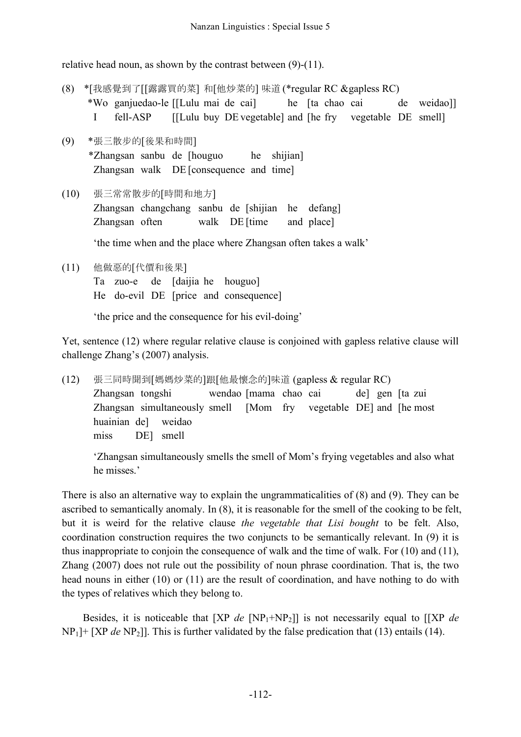relative head noun, as shown by the contrast between (9)-(11).

(8) *[我感覺到了[[露露買的菜] 和[他炒菜的] 味道 (*regular RC &gapless RC)
   *Wo ganjuedao-le [[Lulu mai de cai] he [ta chao cai de weidao]]
   I fell-ASP [[Lulu buy DE vegetable] and [he fry vegetable DE smell]

(9) *張三散步的[後果和時間]
   *Zhangsan sanbu de [houguo he shijian]
   Zhangsan walk DE [consequence and time]

(10) 張三常常散步的[時間和地方]
   Zhangsan changchang sanbu de [shijian he defang]
   Zhangsan often walk DE [time and place]

   'the time when and the place where Zhangsan often takes a walk'

(11) 他做惡的[代價和後果]
   Ta zuo-e de [daijia he houguo]
   He do-evil DE [price and consequence]

   'the price and the consequence for his evil-doing'

Yet, sentence (12) where regular relative clause is conjoined with gapless relative clause will challenge Zhang's (2007) analysis.

(12) 張三同時聞到[媽媽炒菜的]跟[他最懷念的]味道 (gapless & regular RC)
   Zhangsan tongshi wendao [mama chao cai de] gen [ta zui huainian de] weidao
   Zhangsan simultaneously smell [Mom fry vegetable DE] and [he most miss DE] smell

   'Zhangsan simultaneously smells the smell of Mom's frying vegetables and also what he misses.'

There is also an alternative way to explain the ungrammaticalities of (8) and (9). They can be ascribed to semantically anomaly. In (8), it is reasonable for the smell of the cooking to be felt, but it is weird for the relative clause *the vegetable that Lisi bought* to be felt. Also, coordination construction requires the two conjuncts to be semantically relevant. In (9) it is thus inappropriate to conjoin the consequence of walk and the time of walk. For (10) and (11), Zhang (2007) does not rule out the possibility of noun phrase coordination. That is, the two head nouns in either (10) or (11) are the result of coordination, and have nothing to do with the types of relatives which they belong to.

Besides, it is noticeable that [XP *de* [$NP_1$+$NP_2$]] is not necessarily equal to [[XP *de* $NP_1$]+ [XP *de* $NP_2$]]. This is further validated by the false predication that (13) entails (14).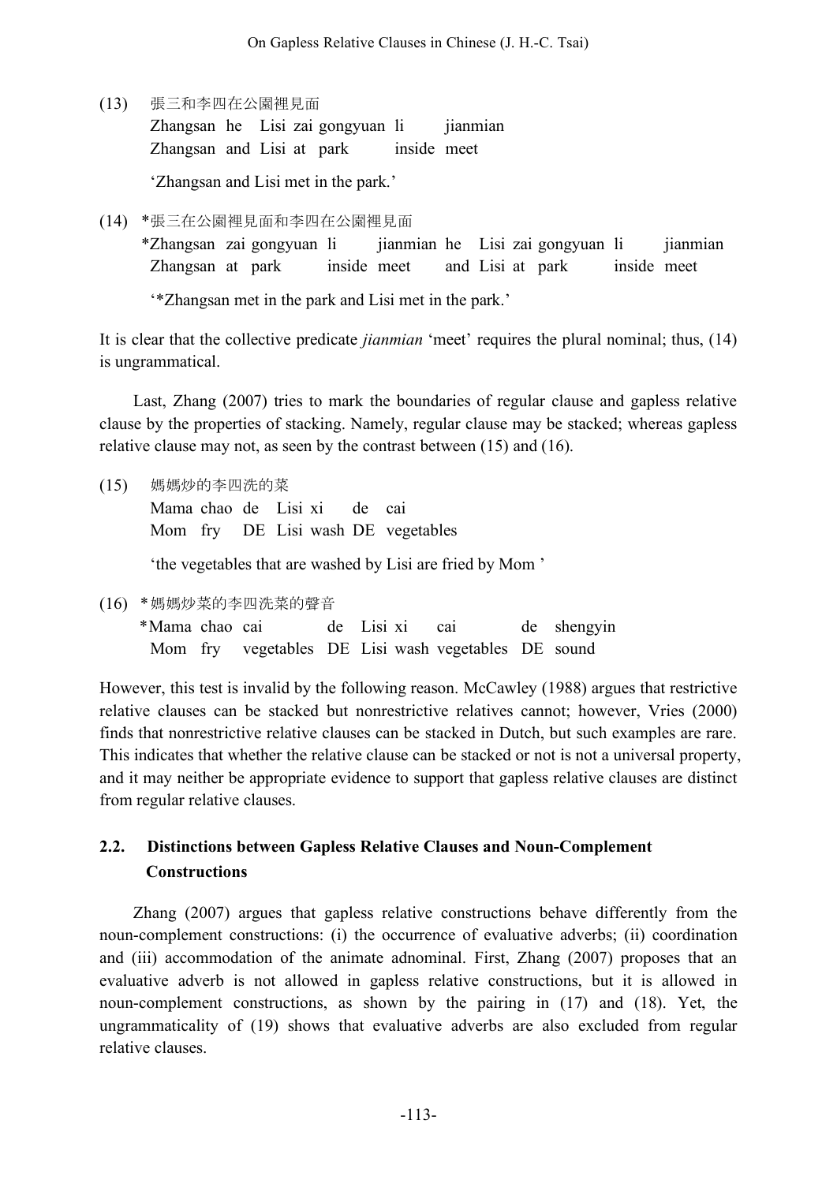(13) 張三和李四在公園裡見面
Zhangsan he Lisi zai gongyuan li jianmian
Zhangsan and Lisi at park inside meet

'Zhangsan and Lisi met in the park.'

(14) *張三在公園裡見面和李四在公園裡見面
*Zhangsan zai gongyuan li jianmian he Lisi zai gongyuan li jianmian
Zhangsan at park inside meet and Lisi at park inside meet

'*Zhangsan met in the park and Lisi met in the park.'

It is clear that the collective predicate *jianmian* 'meet' requires the plural nominal; thus, (14) is ungrammatical.

Last, Zhang (2007) tries to mark the boundaries of regular clause and gapless relative clause by the properties of stacking. Namely, regular clause may be stacked; whereas gapless relative clause may not, as seen by the contrast between (15) and (16).

(15) 媽媽炒的李四洗的菜
Mama chao de Lisi xi de cai
Mom fry DE Lisi wash DE vegetables

'the vegetables that are washed by Lisi are fried by Mom '

(16) *媽媽炒菜的李四洗菜的聲音
*Mama chao cai de Lisi xi cai de shengyin
Mom fry vegetables DE Lisi wash vegetables DE sound

However, this test is invalid by the following reason. McCawley (1988) argues that restrictive relative clauses can be stacked but nonrestrictive relatives cannot; however, Vries (2000) finds that nonrestrictive relative clauses can be stacked in Dutch, but such examples are rare. This indicates that whether the relative clause can be stacked or not is not a universal property, and it may neither be appropriate evidence to support that gapless relative clauses are distinct from regular relative clauses.

## 2.2. Distinctions between Gapless Relative Clauses and Noun-Complement Constructions

Zhang (2007) argues that gapless relative constructions behave differently from the noun-complement constructions: (i) the occurrence of evaluative adverbs; (ii) coordination and (iii) accommodation of the animate adnominal. First, Zhang (2007) proposes that an evaluative adverb is not allowed in gapless relative constructions, but it is allowed in noun-complement constructions, as shown by the pairing in (17) and (18). Yet, the ungrammaticality of (19) shows that evaluative adverbs are also excluded from regular relative clauses.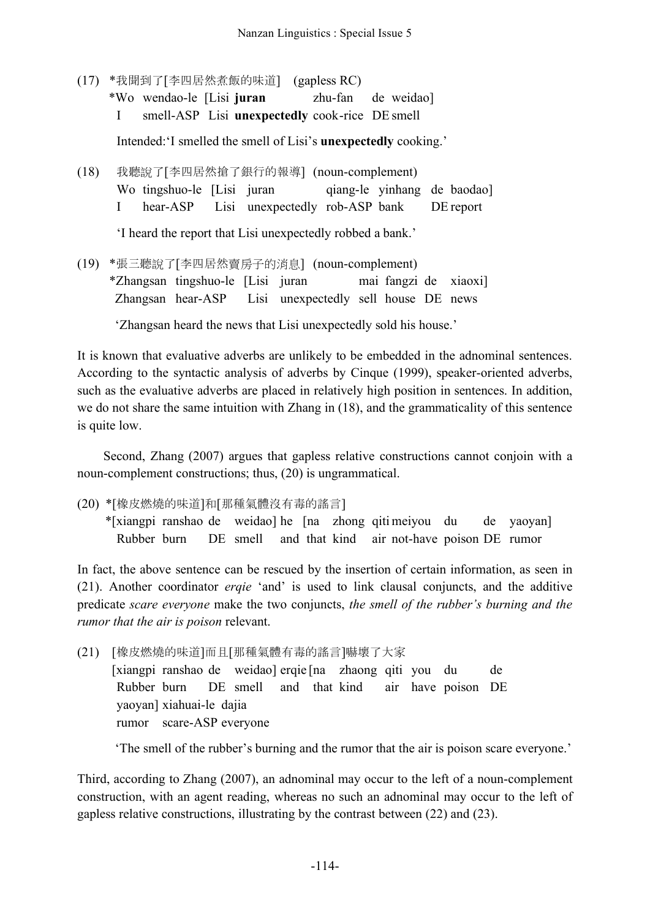(17) \*我聞到了[李四居然煮飯的味道] (gapless RC)
  \*Wo wendao-le [Lisi **juran** zhu-fan de weidao]
  I smell-ASP Lisi **unexpectedly** cook-rice DE smell

  Intended:'I smelled the smell of Lisi's **unexpectedly** cooking.'

(18) 我聽說了[李四居然搶了銀行的報導] (noun-complement)
  Wo tingshuo-le [Lisi juran qiang-le yinhang de baodao]
  I hear-ASP Lisi unexpectedly rob-ASP bank DE report

  'I heard the report that Lisi unexpectedly robbed a bank.'

(19) \*張三聽說了[李四居然賣房子的消息] (noun-complement)
  \*Zhangsan tingshuo-le [Lisi juran mai fangzi de xiaoxi]
  Zhangsan hear-ASP Lisi unexpectedly sell house DE news

  'Zhangsan heard the news that Lisi unexpectedly sold his house.'

It is known that evaluative adverbs are unlikely to be embedded in the adnominal sentences. According to the syntactic analysis of adverbs by Cinque (1999), speaker-oriented adverbs, such as the evaluative adverbs are placed in relatively high position in sentences. In addition, we do not share the same intuition with Zhang in (18), and the grammaticality of this sentence is quite low.

Second, Zhang (2007) argues that gapless relative constructions cannot conjoin with a noun-complement constructions; thus, (20) is ungrammatical.

(20) \*[橡皮燃燒的味道]和[那種氣體沒有毒的謠言]
  \*[xiangpi ranshao de weidao] he [na zhong qiti meiyou du de yaoyan]
  Rubber burn DE smell and that kind air not-have poison DE rumor

In fact, the above sentence can be rescued by the insertion of certain information, as seen in (21). Another coordinator *erqie* 'and' is used to link clausal conjuncts, and the additive predicate *scare everyone* make the two conjuncts, *the smell of the rubber's burning and the rumor that the air is poison* relevant.

(21) [橡皮燃燒的味道]而且[那種氣體有毒的謠言]嚇壞了大家
  [xiangpi ranshao de weidao] erqie [na zhaong qiti you du de
  Rubber burn DE smell and that kind air have poison DE
  yaoyan] xiahuai-le dajia
  rumor scare-ASP everyone

  'The smell of the rubber's burning and the rumor that the air is poison scare everyone.'

Third, according to Zhang (2007), an adnominal may occur to the left of a noun-complement construction, with an agent reading, whereas no such an adnominal may occur to the left of gapless relative constructions, illustrating by the contrast between (22) and (23).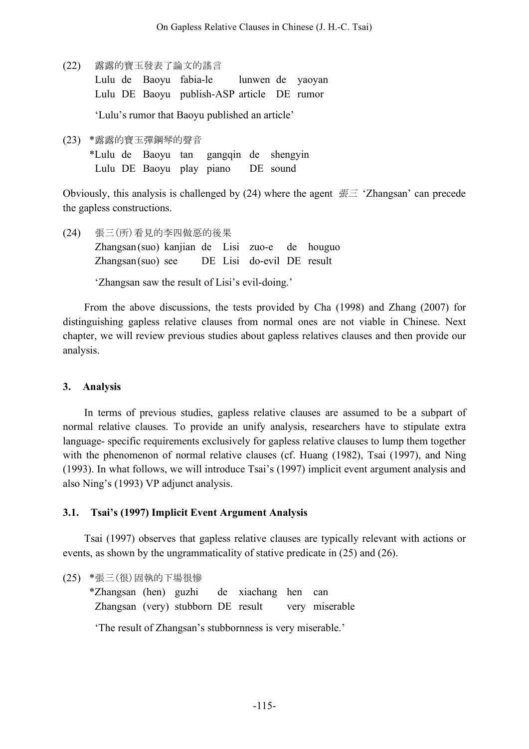(22) 露露的寶玉發表了論文的謠言
    Lulu de Baoyu fabia-le lunwen de yaoyan
    Lulu DE Baoyu publish-ASP article DE rumor

    'Lulu's rumor that Baoyu published an article'

(23) *露露的寶玉彈鋼琴的聲音
    *Lulu de Baoyu tan gangqin de shengyin
    Lulu DE Baoyu play piano DE sound

Obviously, this analysis is challenged by (24) where the agent *張三* 'Zhangsan' can precede the gapless constructions.

(24) 張三(所)看見的李四做惡的後果
    Zhangsan (suo) kanjian de Lisi zuo-e de houguo
    Zhangsan (suo) see DE Lisi do-evil DE result

    'Zhangsan saw the result of Lisi's evil-doing.'

From the above discussions, the tests provided by Cha (1998) and Zhang (2007) for distinguishing gapless relative clauses from normal ones are not viable in Chinese. Next chapter, we will review previous studies about gapless relatives clauses and then provide our analysis.

## 3. Analysis

In terms of previous studies, gapless relative clauses are assumed to be a subpart of normal relative clauses. To provide an unify analysis, researchers have to stipulate extra language- specific requirements exclusively for gapless relative clauses to lump them together with the phenomenon of normal relative clauses (cf. Huang (1982), Tsai (1997), and Ning (1993). In what follows, we will introduce Tsai's (1997) implicit event argument analysis and also Ning's (1993) VP adjunct analysis.

### 3.1. Tsai's (1997) Implicit Event Argument Analysis

Tsai (1997) observes that gapless relative clauses are typically relevant with actions or events, as shown by the ungrammaticality of stative predicate in (25) and (26).

(25) *張三(很)固執的下場很慘
    *Zhangsan (hen) guzhi de xiachang hen can
    Zhangsan (very) stubborn DE result very miserable

    'The result of Zhangsan's stubbornness is very miserable.'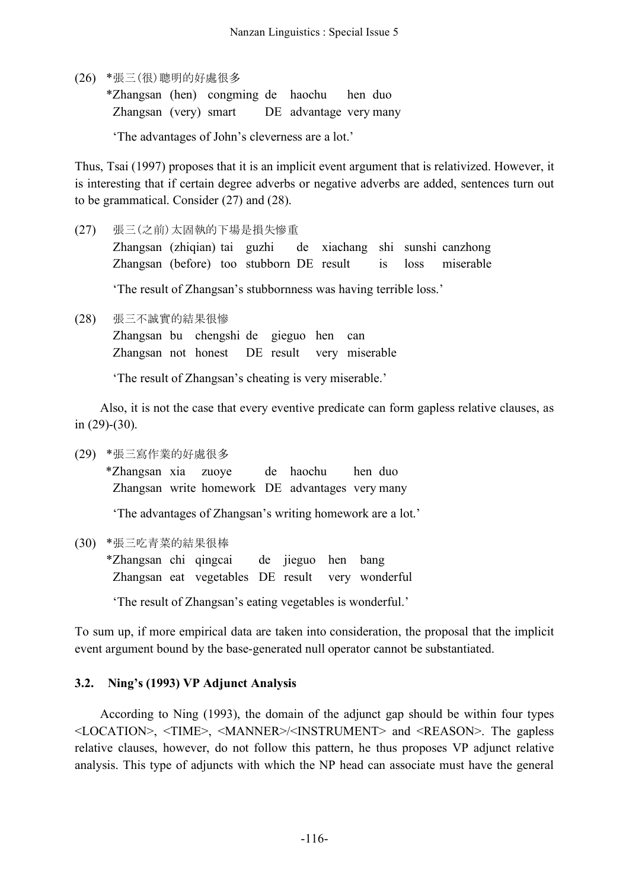(26) \*張三(很)聰明的好處很多
 \*Zhangsan (hen) congming de haochu hen duo
 Zhangsan (very) smart DE advantage very many

 'The advantages of John's cleverness are a lot.'

Thus, Tsai (1997) proposes that it is an implicit event argument that is relativized. However, it is interesting that if certain degree adverbs or negative adverbs are added, sentences turn out to be grammatical. Consider (27) and (28).

(27) 張三(之前)太固執的下場是損失慘重
 Zhangsan (zhiqian) tai guzhi de xiachang shi sunshi canzhong
 Zhangsan (before) too stubborn DE result is loss miserable

 'The result of Zhangsan's stubbornness was having terrible loss.'

(28) 張三不誠實的結果很慘
 Zhangsan bu chengshi de gieguo hen can
 Zhangsan not honest DE result very miserable

 'The result of Zhangsan's cheating is very miserable.'

Also, it is not the case that every eventive predicate can form gapless relative clauses, as in (29)-(30).

(29) \*張三寫作業的好處很多
 \*Zhangsan xia zuoye de haochu hen duo
 Zhangsan write homework DE advantages very many

 'The advantages of Zhangsan's writing homework are a lot.'

(30) \*張三吃青菜的結果很棒
 \*Zhangsan chi qingcai de jieguo hen bang
 Zhangsan eat vegetables DE result very wonderful

 'The result of Zhangsan's eating vegetables is wonderful.'

To sum up, if more empirical data are taken into consideration, the proposal that the implicit event argument bound by the base-generated null operator cannot be substantiated.

### 3.2. Ning's (1993) VP Adjunct Analysis

According to Ning (1993), the domain of the adjunct gap should be within four types <LOCATION>, <TIME>, <MANNER>/<INSTRUMENT> and <REASON>. The gapless relative clauses, however, do not follow this pattern, he thus proposes VP adjunct relative analysis. This type of adjuncts with which the NP head can associate must have the general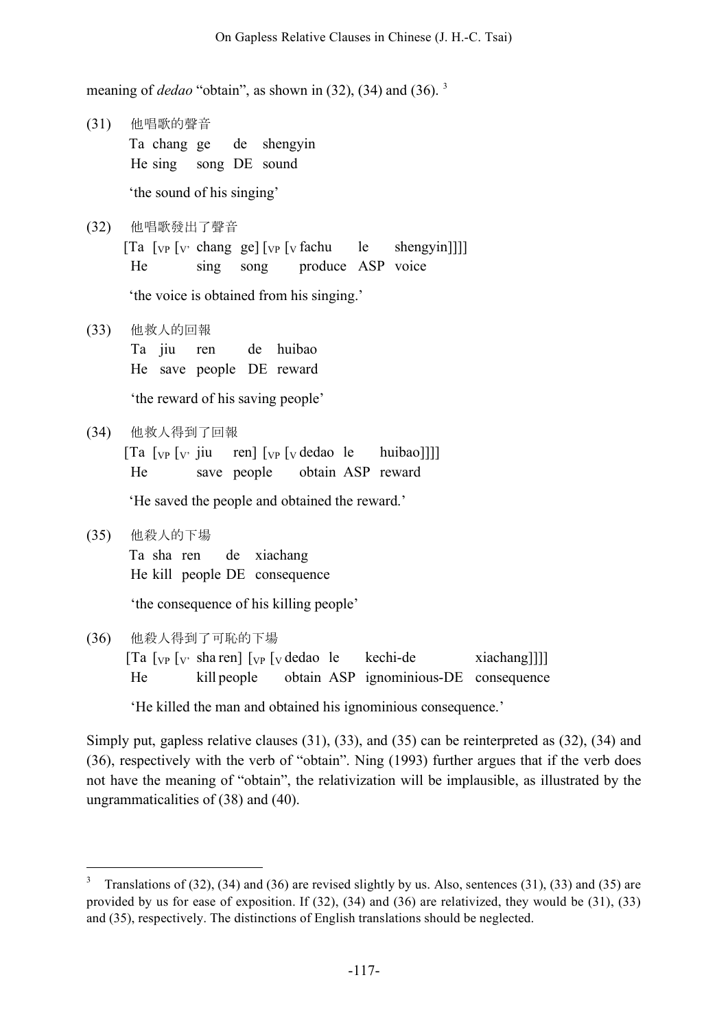meaning of *dedao* "obtain", as shown in (32), (34) and (36).[3]

(31) 他唱歌的聲音
 Ta chang ge de shengyin
 He sing song DE sound
 'the sound of his singing'

(32) 他唱歌發出了聲音
 [Ta [$_{VP}$ [$_{V'}$ chang ge] [$_{VP}$ [$_{V}$ fachu le shengyin]]]]
 He sing song produce ASP voice
 'the voice is obtained from his singing.'

(33) 他救人的回報
 Ta jiu ren de huibao
 He save people DE reward
 'the reward of his saving people'

(34) 他救人得到了回報
 [Ta [$_{VP}$ [$_{V'}$ jiu ren] [$_{VP}$ [$_{V}$ dedao le huibao]]]]
 He save people obtain ASP reward
 'He saved the people and obtained the reward.'

(35) 他殺人的下場
 Ta sha ren de xiachang
 He kill people DE consequence
 'the consequence of his killing people'

(36) 他殺人得到了可恥的下場
 [Ta [$_{VP}$ [$_{V'}$ sha ren] [$_{VP}$ [$_{V}$ dedao le kechi-de xiachang]]]]
 He kill people obtain ASP ignominious-DE consequence
 'He killed the man and obtained his ignominious consequence.'

Simply put, gapless relative clauses (31), (33), and (35) can be reinterpreted as (32), (34) and (36), respectively with the verb of "obtain". Ning (1993) further argues that if the verb does not have the meaning of "obtain", the relativization will be implausible, as illustrated by the ungrammaticalities of (38) and (40).

---

[3] Translations of (32), (34) and (36) are revised slightly by us. Also, sentences (31), (33) and (35) are provided by us for ease of exposition. If (32), (34) and (36) are relativized, they would be (31), (33) and (35), respectively. The distinctions of English translations should be neglected.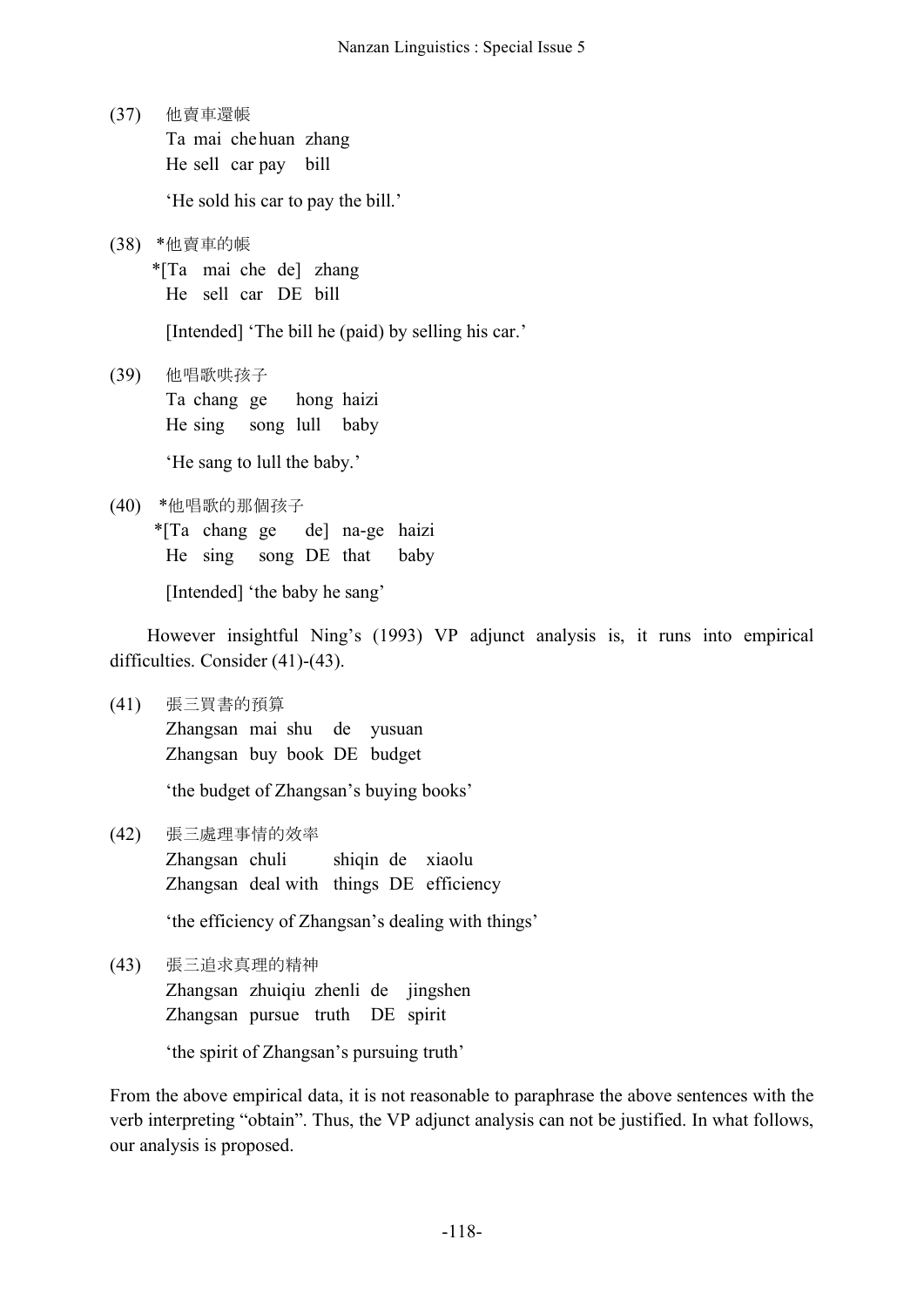(37) 他賣車還帳
Ta mai che huan zhang
He sell car pay bill

'He sold his car to pay the bill.'

(38) *他賣車的帳
*[Ta mai che de] zhang
He sell car DE bill

[Intended] 'The bill he (paid) by selling his car.'

(39) 他唱歌哄孩子
Ta chang ge hong haizi
He sing song lull baby

'He sang to lull the baby.'

(40) *他唱歌的那個孩子
*[Ta chang ge de] na-ge haizi
He sing song DE that baby

[Intended] 'the baby he sang'

However insightful Ning's (1993) VP adjunct analysis is, it runs into empirical difficulties. Consider (41)-(43).

(41) 張三買書的預算
Zhangsan mai shu de yusuan
Zhangsan buy book DE budget

'the budget of Zhangsan's buying books'

(42) 張三處理事情的效率
Zhangsan chuli shiqin de xiaolu
Zhangsan deal with things DE efficiency

'the efficiency of Zhangsan's dealing with things'

(43) 張三追求真理的精神
Zhangsan zhuiqiu zhenli de jingshen
Zhangsan pursue truth DE spirit

'the spirit of Zhangsan's pursuing truth'

From the above empirical data, it is not reasonable to paraphrase the above sentences with the verb interpreting "obtain". Thus, the VP adjunct analysis can not be justified. In what follows, our analysis is proposed.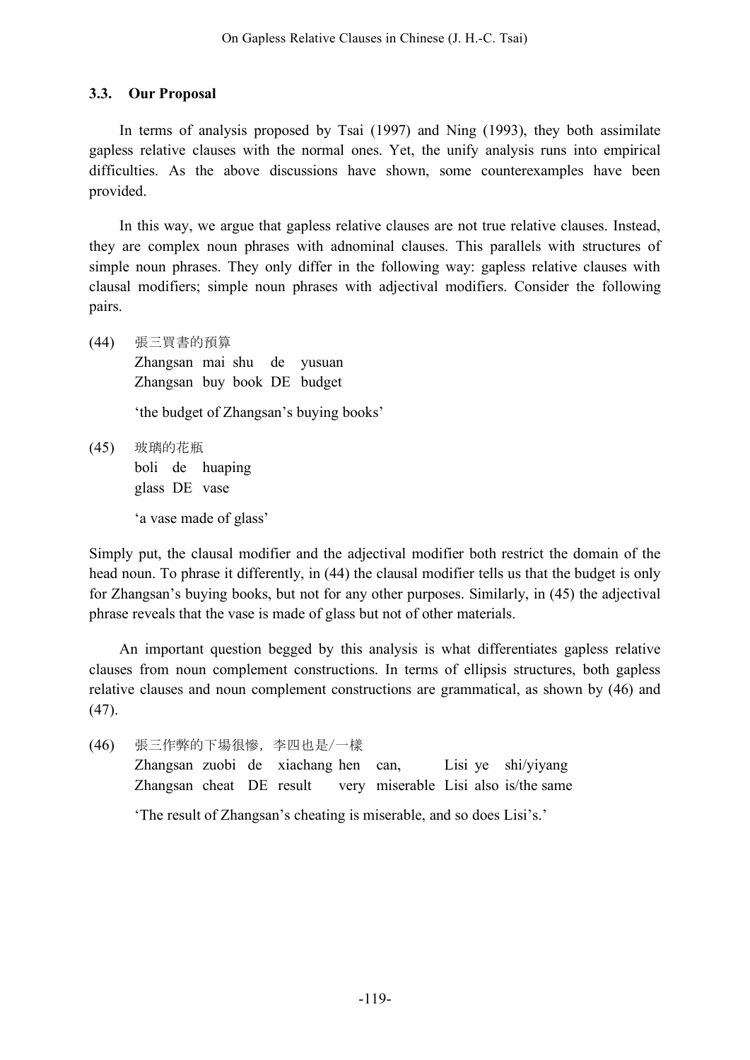### 3.3. Our Proposal

In terms of analysis proposed by Tsai (1997) and Ning (1993), they both assimilate gapless relative clauses with the normal ones. Yet, the unify analysis runs into empirical difficulties. As the above discussions have shown, some counterexamples have been provided.

In this way, we argue that gapless relative clauses are not true relative clauses. Instead, they are complex noun phrases with adnominal clauses. This parallels with structures of simple noun phrases. They only differ in the following way: gapless relative clauses with clausal modifiers; simple noun phrases with adjectival modifiers. Consider the following pairs.

(44) 張三買書的預算
Zhangsan mai shu de yusuan
Zhangsan buy book DE budget

'the budget of Zhangsan's buying books'

(45) 玻璃的花瓶
boli de huaping
glass DE vase

'a vase made of glass'

Simply put, the clausal modifier and the adjectival modifier both restrict the domain of the head noun. To phrase it differently, in (44) the clausal modifier tells us that the budget is only for Zhangsan's buying books, but not for any other purposes. Similarly, in (45) the adjectival phrase reveals that the vase is made of glass but not of other materials.

An important question begged by this analysis is what differentiates gapless relative clauses from noun complement constructions. In terms of ellipsis structures, both gapless relative clauses and noun complement constructions are grammatical, as shown by (46) and (47).

(46) 張三作弊的下場很慘，李四也是/一樣
Zhangsan zuobi de xiachang hen can, Lisi ye shi/yiyang
Zhangsan cheat DE result very miserable Lisi also is/the same

'The result of Zhangsan's cheating is miserable, and so does Lisi's.'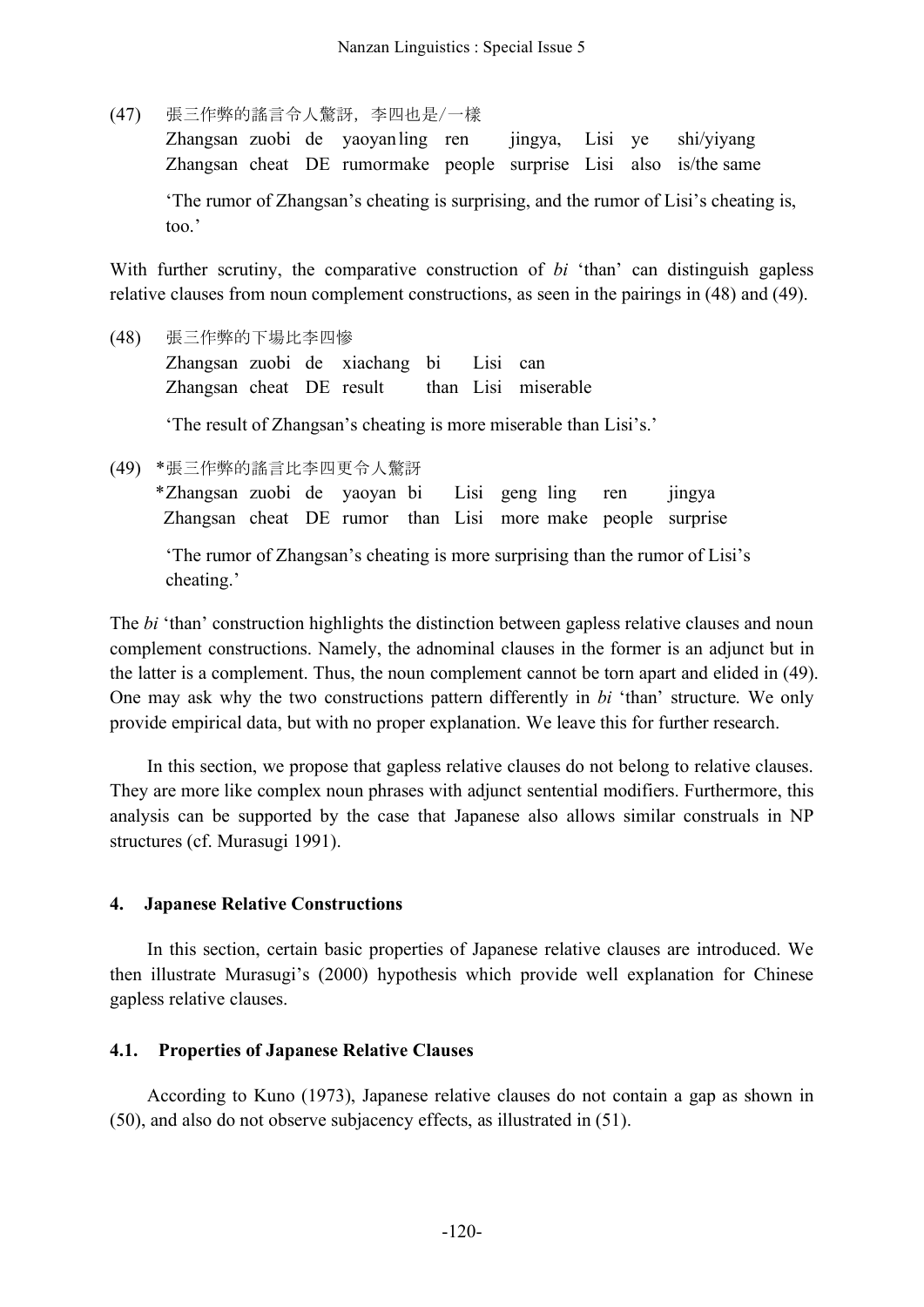(47) 張三作弊的謠言令人驚訝，李四也是/一樣
Zhangsan zuobi de yaoyan ling ren jingya, Lisi ye shi/yiyang
Zhangsan cheat DE rumor make people surprise Lisi also is/the same

'The rumor of Zhangsan's cheating is surprising, and the rumor of Lisi's cheating is, too.'

With further scrutiny, the comparative construction of *bi* 'than' can distinguish gapless relative clauses from noun complement constructions, as seen in the pairings in (48) and (49).

(48) 張三作弊的下場比李四慘
Zhangsan zuobi de xiachang bi Lisi can
Zhangsan cheat DE result than Lisi miserable

'The result of Zhangsan's cheating is more miserable than Lisi's.'

(49) *張三作弊的謠言比李四更令人驚訝
*Zhangsan zuobi de yaoyan bi Lisi geng ling ren jingya
Zhangsan cheat DE rumor than Lisi more make people surprise

'The rumor of Zhangsan's cheating is more surprising than the rumor of Lisi's cheating.'

The *bi* 'than' construction highlights the distinction between gapless relative clauses and noun complement constructions. Namely, the adnominal clauses in the former is an adjunct but in the latter is a complement. Thus, the noun complement cannot be torn apart and elided in (49). One may ask why the two constructions pattern differently in *bi* 'than' structure. We only provide empirical data, but with no proper explanation. We leave this for further research.

In this section, we propose that gapless relative clauses do not belong to relative clauses. They are more like complex noun phrases with adjunct sentential modifiers. Furthermore, this analysis can be supported by the case that Japanese also allows similar construals in NP structures (cf. Murasugi 1991).

## 4. Japanese Relative Constructions

In this section, certain basic properties of Japanese relative clauses are introduced. We then illustrate Murasugi's (2000) hypothesis which provide well explanation for Chinese gapless relative clauses.

### 4.1. Properties of Japanese Relative Clauses

According to Kuno (1973), Japanese relative clauses do not contain a gap as shown in (50), and also do not observe subjacency effects, as illustrated in (51).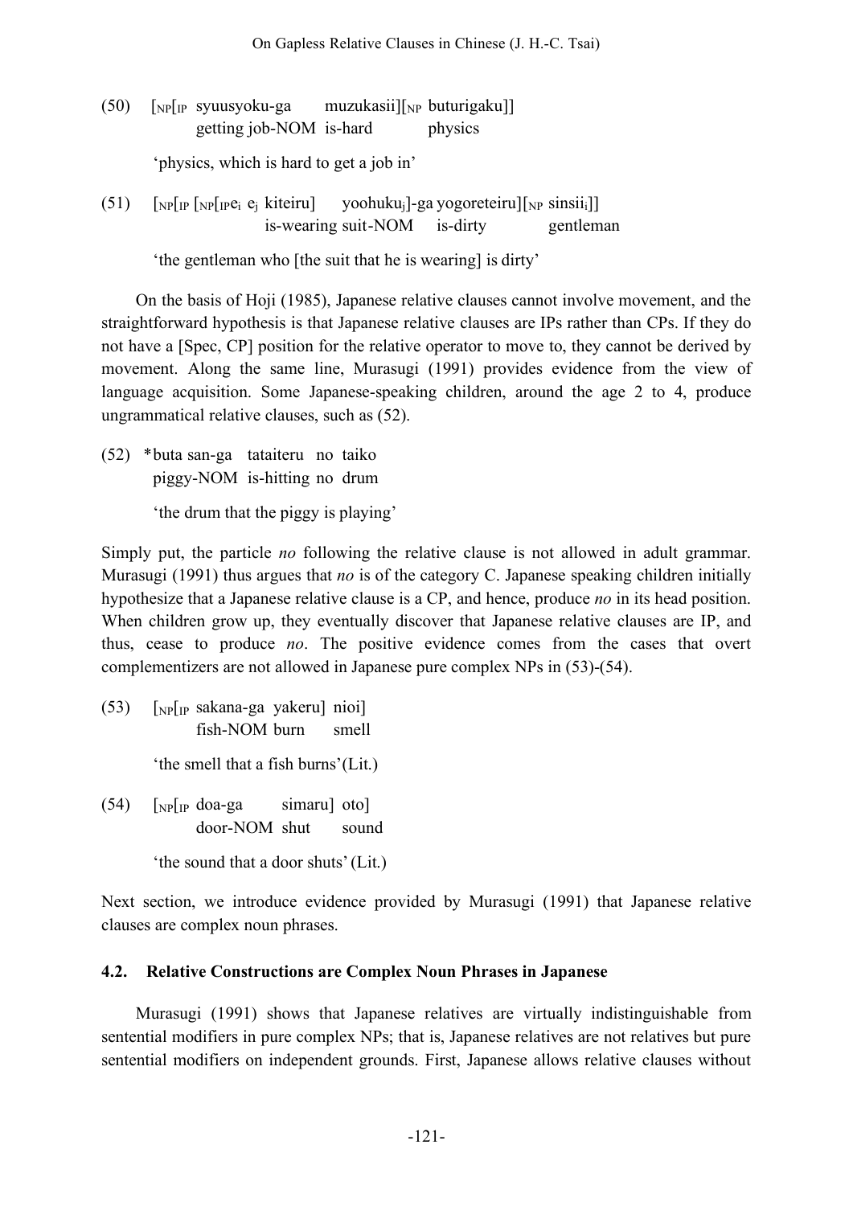(50) [NP[IP syuusyoku-ga muzukasii][NP buturigaku]]
getting job-NOM is-hard physics

'physics, which is hard to get a job in'

(51) [NP[IP [NP[IP $e_i$ $e_j$ kiteiru] $yoohuku_j$]-ga yogoreteiru][NP $sinsii_i$]]
is-wearing suit-NOM is-dirty gentleman

'the gentleman who [the suit that he is wearing] is dirty'

On the basis of Hoji (1985), Japanese relative clauses cannot involve movement, and the straightforward hypothesis is that Japanese relative clauses are IPs rather than CPs. If they do not have a [Spec, CP] position for the relative operator to move to, they cannot be derived by movement. Along the same line, Murasugi (1991) provides evidence from the view of language acquisition. Some Japanese-speaking children, around the age 2 to 4, produce ungrammatical relative clauses, such as (52).

(52) *buta san-ga tataiteru no taiko
piggy-NOM is-hitting no drum

'the drum that the piggy is playing'

Simply put, the particle *no* following the relative clause is not allowed in adult grammar. Murasugi (1991) thus argues that *no* is of the category C. Japanese speaking children initially hypothesize that a Japanese relative clause is a CP, and hence, produce *no* in its head position. When children grow up, they eventually discover that Japanese relative clauses are IP, and thus, cease to produce *no*. The positive evidence comes from the cases that overt complementizers are not allowed in Japanese pure complex NPs in (53)-(54).

(53) [NP[IP sakana-ga yakeru] nioi]
fish-NOM burn smell

'the smell that a fish burns'(Lit.)

(54) [NP[IP doa-ga simaru] oto]
door-NOM shut sound

'the sound that a door shuts' (Lit.)

Next section, we introduce evidence provided by Murasugi (1991) that Japanese relative clauses are complex noun phrases.

### 4.2. Relative Constructions are Complex Noun Phrases in Japanese

Murasugi (1991) shows that Japanese relatives are virtually indistinguishable from sentential modifiers in pure complex NPs; that is, Japanese relatives are not relatives but pure sentential modifiers on independent grounds. First, Japanese allows relative clauses without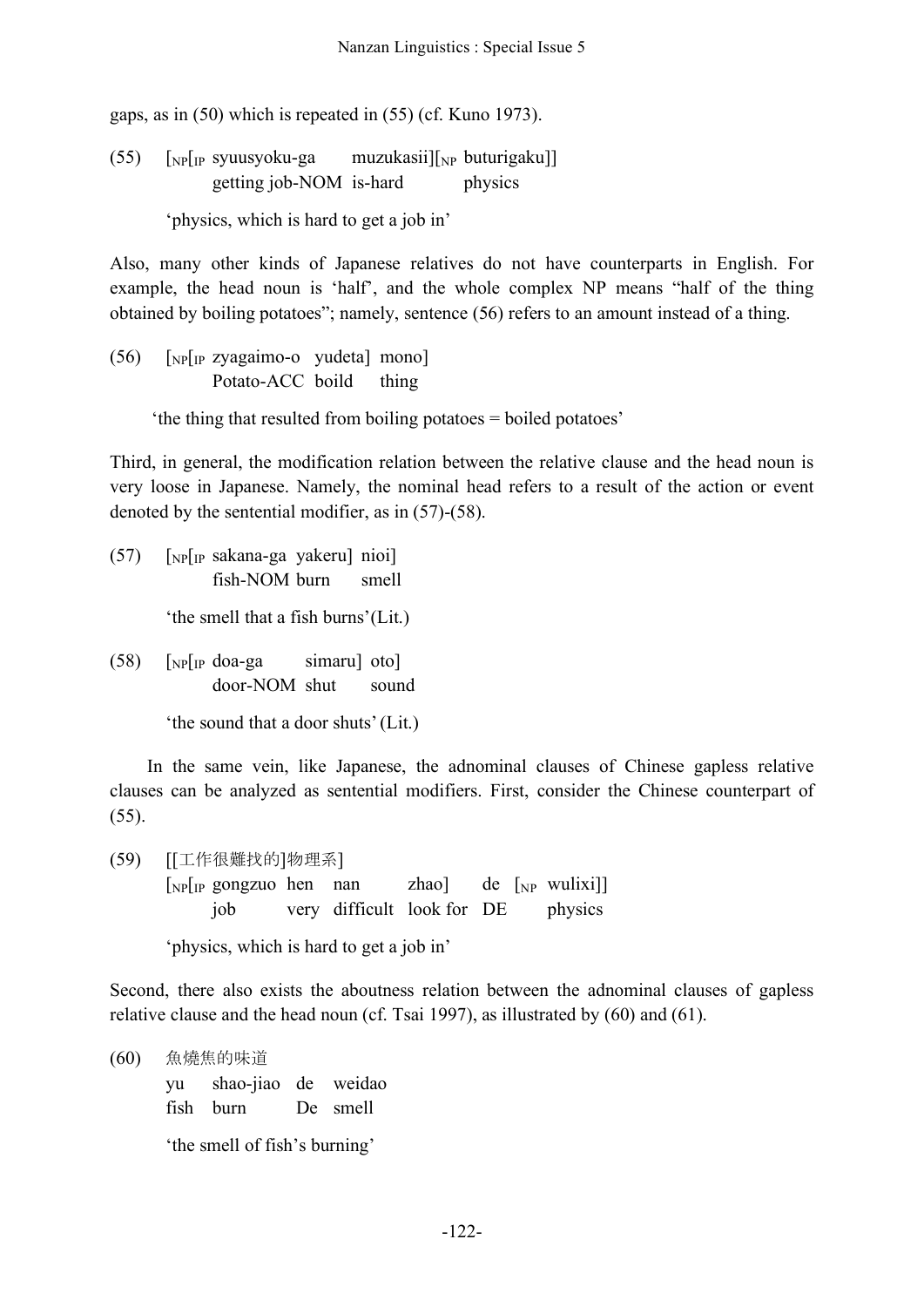gaps, as in (50) which is repeated in (55) (cf. Kuno 1973).

(55) [$_{NP}$[$_{IP}$ syuusyoku-ga muzukasii][$_{NP}$ buturigaku]]
getting job-NOM is-hard physics

'physics, which is hard to get a job in'

Also, many other kinds of Japanese relatives do not have counterparts in English. For example, the head noun is 'half', and the whole complex NP means "half of the thing obtained by boiling potatoes"; namely, sentence (56) refers to an amount instead of a thing.

(56) [$_{NP}$[$_{IP}$ zyagaimo-o yudeta] mono]
Potato-ACC boild thing

'the thing that resulted from boiling potatoes = boiled potatoes'

Third, in general, the modification relation between the relative clause and the head noun is very loose in Japanese. Namely, the nominal head refers to a result of the action or event denoted by the sentential modifier, as in (57)-(58).

(57) [$_{NP}$[$_{IP}$ sakana-ga yakeru] nioi]
fish-NOM burn smell

'the smell that a fish burns'(Lit.)

(58) [$_{NP}$[$_{IP}$ doa-ga simaru] oto]
door-NOM shut sound

'the sound that a door shuts' (Lit.)

In the same vein, like Japanese, the adnominal clauses of Chinese gapless relative clauses can be analyzed as sentential modifiers. First, consider the Chinese counterpart of (55).

(59) [[工作很難找的]物理系]
[$_{NP}$[$_{IP}$ gongzuo hen nan zhao] de [$_{NP}$ wulixi]]
job very difficult look for DE physics

'physics, which is hard to get a job in'

Second, there also exists the aboutness relation between the adnominal clauses of gapless relative clause and the head noun (cf. Tsai 1997), as illustrated by (60) and (61).

(60) 魚燒焦的味道
yu shao-jiao de weidao
fish burn De smell

'the smell of fish's burning'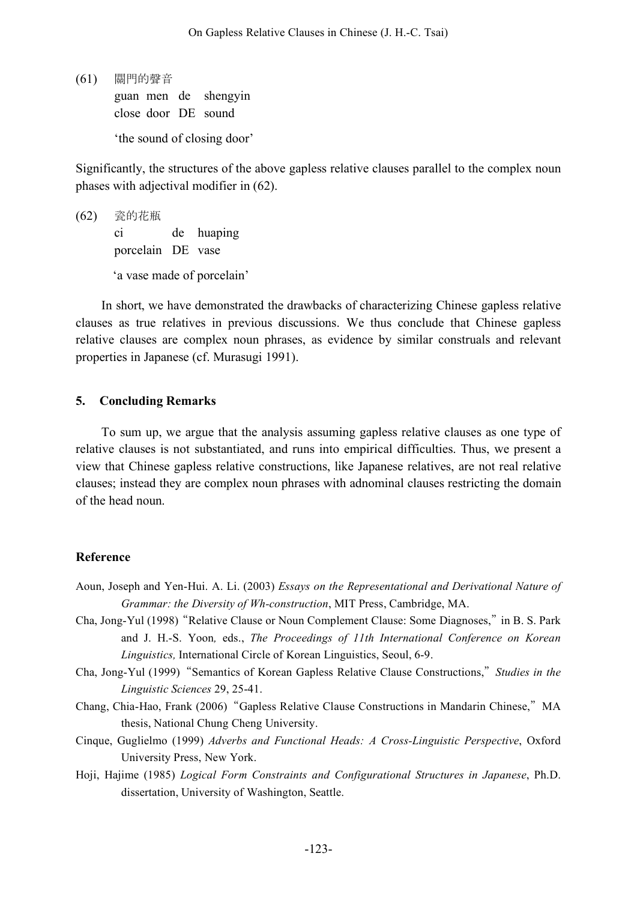(61) 關門的聲音
guan men de shengyin
close door DE sound

'the sound of closing door'

Significantly, the structures of the above gapless relative clauses parallel to the complex noun phases with adjectival modifier in (62).

(62) 瓷的花瓶
ci de huaping
porcelain DE vase

'a vase made of porcelain'

In short, we have demonstrated the drawbacks of characterizing Chinese gapless relative clauses as true relatives in previous discussions. We thus conclude that Chinese gapless relative clauses are complex noun phrases, as evidence by similar construals and relevant properties in Japanese (cf. Murasugi 1991).

## 5. Concluding Remarks

To sum up, we argue that the analysis assuming gapless relative clauses as one type of relative clauses is not substantiated, and runs into empirical difficulties. Thus, we present a view that Chinese gapless relative constructions, like Japanese relatives, are not real relative clauses; instead they are complex noun phrases with adnominal clauses restricting the domain of the head noun.

## Reference

Aoun, Joseph and Yen-Hui. A. Li. (2003) *Essays on the Representational and Derivational Nature of Grammar: the Diversity of Wh-construction*, MIT Press, Cambridge, MA.

Cha, Jong-Yul (1998)“Relative Clause or Noun Complement Clause: Some Diagnoses,”in B. S. Park and J. H.-S. Yoon, eds., *The Proceedings of 11th International Conference on Korean Linguistics,* International Circle of Korean Linguistics, Seoul, 6-9.

Cha, Jong-Yul (1999)“Semantics of Korean Gapless Relative Clause Constructions,”*Studies in the Linguistic Sciences* 29, 25-41.

Chang, Chia-Hao, Frank (2006)“Gapless Relative Clause Constructions in Mandarin Chinese,”MA thesis, National Chung Cheng University.

Cinque, Guglielmo (1999) *Adverbs and Functional Heads: A Cross-Linguistic Perspective*, Oxford University Press, New York.

Hoji, Hajime (1985) *Logical Form Constraints and Configurational Structures in Japanese*, Ph.D. dissertation, University of Washington, Seattle.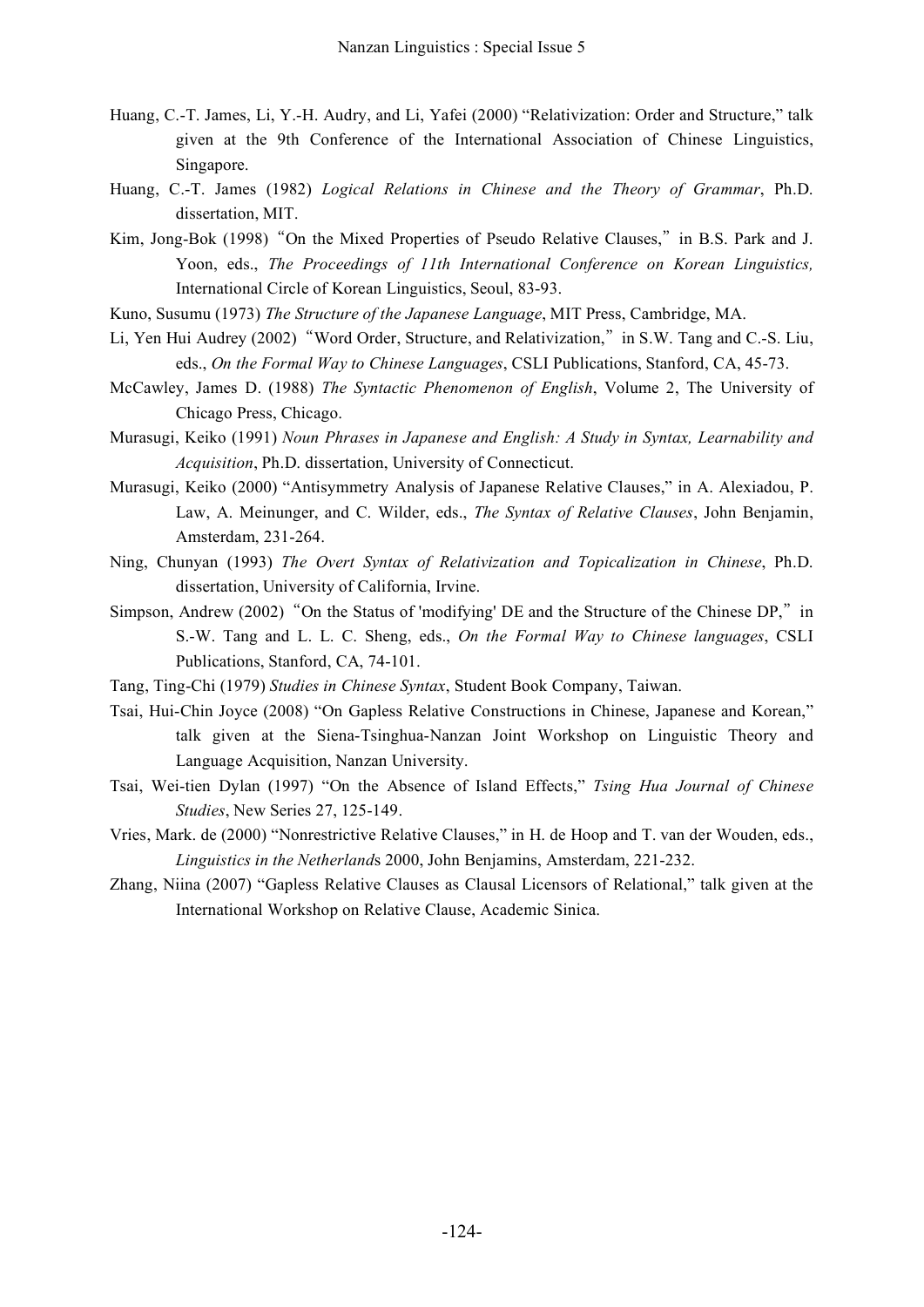Huang, C.-T. James, Li, Y.-H. Audry, and Li, Yafei (2000) "Relativization: Order and Structure," talk given at the 9th Conference of the International Association of Chinese Linguistics, Singapore.

Huang, C.-T. James (1982) *Logical Relations in Chinese and the Theory of Grammar*, Ph.D. dissertation, MIT.

Kim, Jong-Bok (1998) "On the Mixed Properties of Pseudo Relative Clauses," in B.S. Park and J. Yoon, eds., *The Proceedings of 11th International Conference on Korean Linguistics,* International Circle of Korean Linguistics, Seoul, 83-93.

Kuno, Susumu (1973) *The Structure of the Japanese Language*, MIT Press, Cambridge, MA.

Li, Yen Hui Audrey (2002) "Word Order, Structure, and Relativization," in S.W. Tang and C.-S. Liu, eds., *On the Formal Way to Chinese Languages*, CSLI Publications, Stanford, CA, 45-73.

McCawley, James D. (1988) *The Syntactic Phenomenon of English*, Volume 2, The University of Chicago Press, Chicago.

Murasugi, Keiko (1991) *Noun Phrases in Japanese and English: A Study in Syntax, Learnability and Acquisition*, Ph.D. dissertation, University of Connecticut.

Murasugi, Keiko (2000) "Antisymmetry Analysis of Japanese Relative Clauses," in A. Alexiadou, P. Law, A. Meinunger, and C. Wilder, eds., *The Syntax of Relative Clauses*, John Benjamin, Amsterdam, 231-264.

Ning, Chunyan (1993) *The Overt Syntax of Relativization and Topicalization in Chinese*, Ph.D. dissertation, University of California, Irvine.

Simpson, Andrew (2002) "On the Status of 'modifying' DE and the Structure of the Chinese DP," in S.-W. Tang and L. L. C. Sheng, eds., *On the Formal Way to Chinese languages*, CSLI Publications, Stanford, CA, 74-101.

Tang, Ting-Chi (1979) *Studies in Chinese Syntax*, Student Book Company, Taiwan.

Tsai, Hui-Chin Joyce (2008) "On Gapless Relative Constructions in Chinese, Japanese and Korean," talk given at the Siena-Tsinghua-Nanzan Joint Workshop on Linguistic Theory and Language Acquisition, Nanzan University.

Tsai, Wei-tien Dylan (1997) "On the Absence of Island Effects," *Tsing Hua Journal of Chinese Studies*, New Series 27, 125-149.

Vries, Mark. de (2000) "Nonrestrictive Relative Clauses," in H. de Hoop and T. van der Wouden, eds., *Linguistics in the Netherlands* 2000, John Benjamins, Amsterdam, 221-232.

Zhang, Niina (2007) "Gapless Relative Clauses as Clausal Licensors of Relational," talk given at the International Workshop on Relative Clause, Academic Sinica.